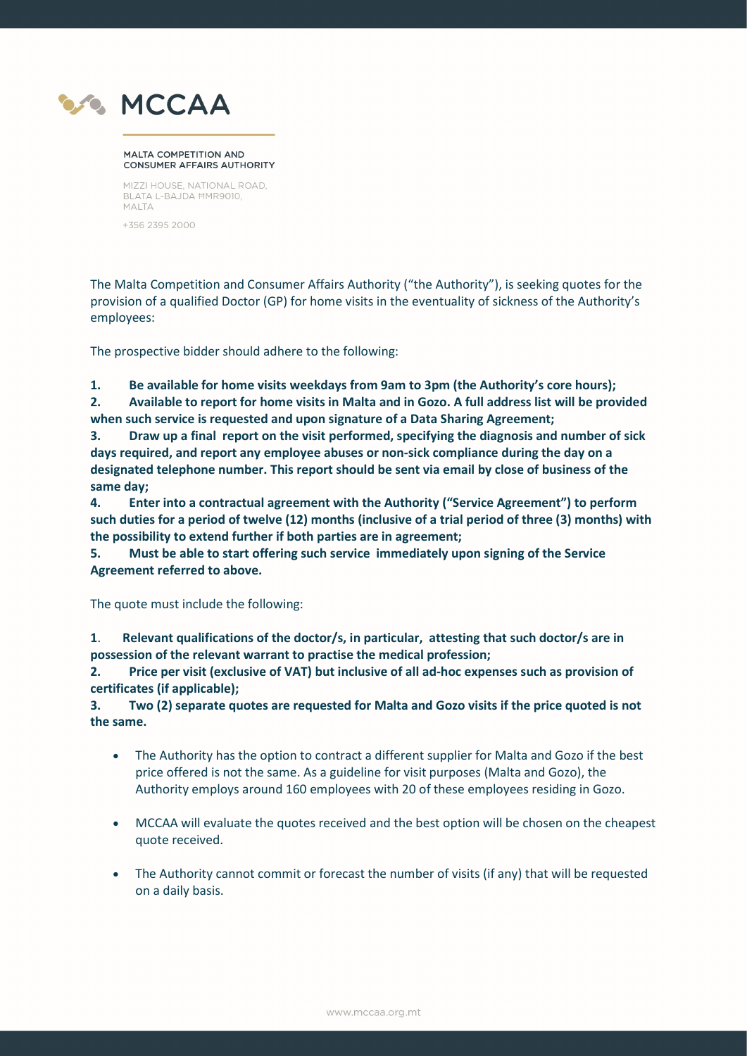# MCCAA

MALTA COMPETITION AND
CONSUMER AFFAIRS AUTHORITY

MIZZI HOUSE, NATIONAL ROAD,
BLATA L-BAJDA ĦMR9010,
MALTA

+356 2395 2000

The Malta Competition and Consumer Affairs Authority ("the Authority"), is seeking quotes for the provision of a qualified Doctor (GP) for home visits in the eventuality of sickness of the Authority's employees:

The prospective bidder should adhere to the following:

**1. Be available for home visits weekdays from 9am to 3pm (the Authority's core hours);**

**2. Available to report for home visits in Malta and in Gozo. A full address list will be provided when such service is requested and upon signature of a Data Sharing Agreement;**

**3. Draw up a final report on the visit performed, specifying the diagnosis and number of sick days required, and report any employee abuses or non-sick compliance during the day on a designated telephone number. This report should be sent via email by close of business of the same day;**

**4. Enter into a contractual agreement with the Authority ("Service Agreement") to perform such duties for a period of twelve (12) months (inclusive of a trial period of three (3) months) with the possibility to extend further if both parties are in agreement;**

**5. Must be able to start offering such service immediately upon signing of the Service Agreement referred to above.**

The quote must include the following:

**1. Relevant qualifications of the doctor/s, in particular, attesting that such doctor/s are in possession of the relevant warrant to practise the medical profession;**

**2. Price per visit (exclusive of VAT) but inclusive of all ad-hoc expenses such as provision of certificates (if applicable);**

**3. Two (2) separate quotes are requested for Malta and Gozo visits if the price quoted is not the same.**

- The Authority has the option to contract a different supplier for Malta and Gozo if the best price offered is not the same. As a guideline for visit purposes (Malta and Gozo), the Authority employs around 160 employees with 20 of these employees residing in Gozo.
- MCCAA will evaluate the quotes received and the best option will be chosen on the cheapest quote received.
- The Authority cannot commit or forecast the number of visits (if any) that will be requested on a daily basis.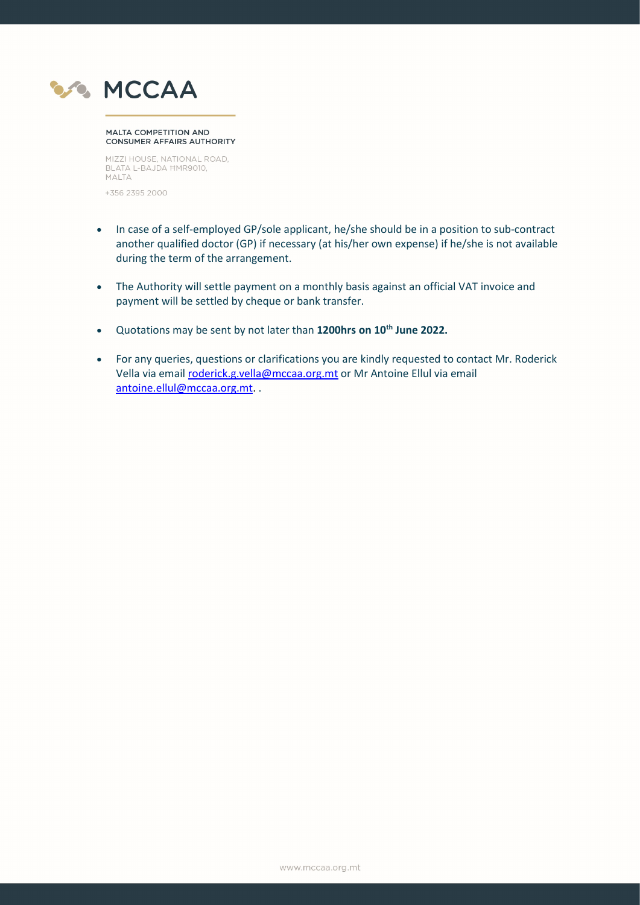- In case of a self-employed GP/sole applicant, he/she should be in a position to sub-contract another qualified doctor (GP) if necessary (at his/her own expense) if he/she is not available during the term of the arrangement.

- The Authority will settle payment on a monthly basis against an official VAT invoice and payment will be settled by cheque or bank transfer.

- Quotations may be sent by not later than **1200hrs on 10th June 2022.**

- For any queries, questions or clarifications you are kindly requested to contact Mr. Roderick Vella via email roderick.g.vella@mccaa.org.mt or Mr Antoine Ellul via email antoine.ellul@mccaa.org.mt. .